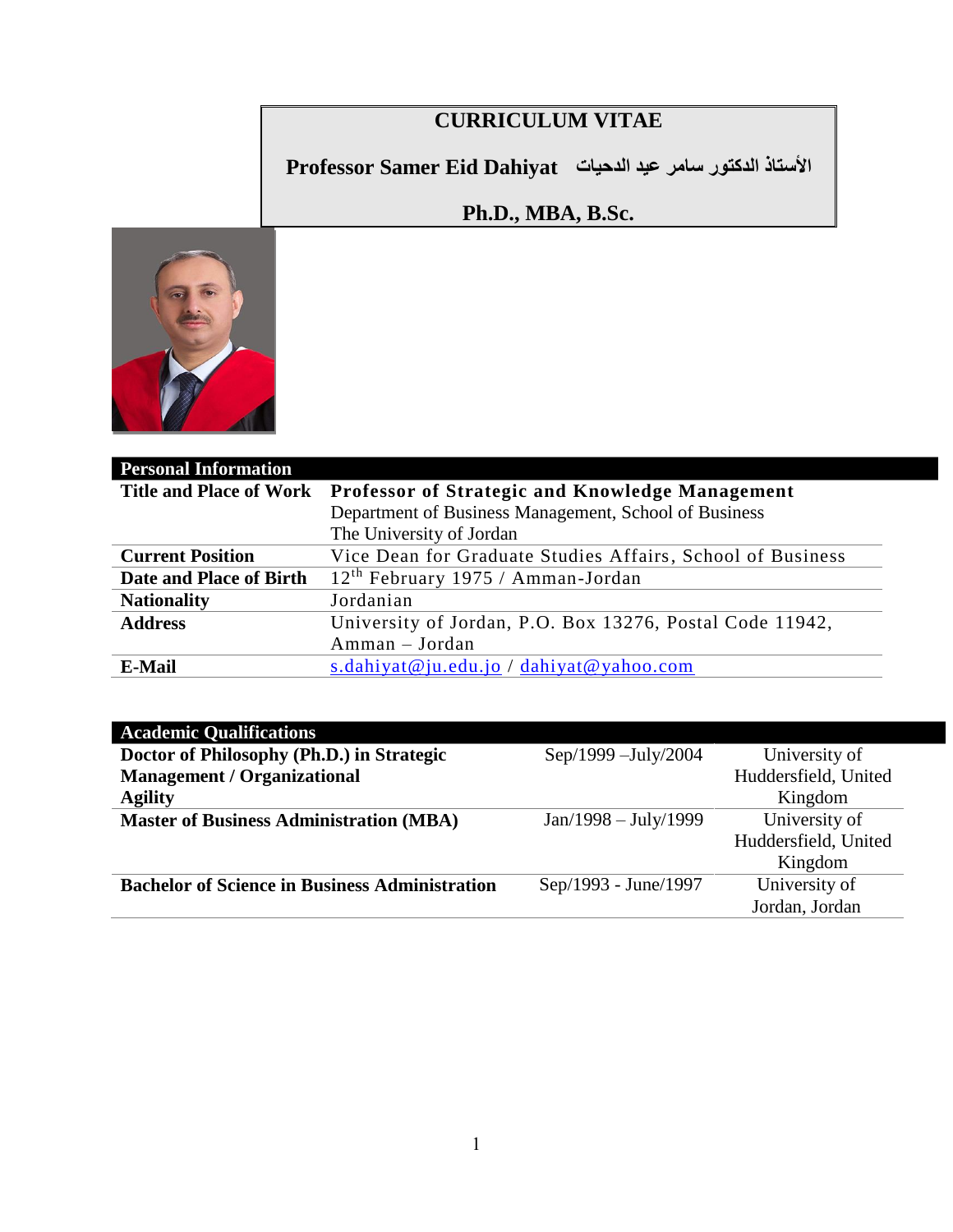# CURRICULUM VITAE

**Professor Samer Eid Dahiyat الأستاذ الدكتور سامر عيد الدحيات**

**Ph.D., MBA, B.Sc.**

| **Personal Information** | |
|---|---|
| **Title and Place of Work** | **Professor of Strategic and Knowledge Management**<br>Department of Business Management, School of Business<br>The University of Jordan |
| **Current Position** | Vice Dean for Graduate Studies Affairs, School of Business |
| **Date and Place of Birth** | 12th February 1975 / Amman-Jordan |
| **Nationality** | Jordanian |
| **Address** | University of Jordan, P.O. Box 13276, Postal Code 11942, Amman – Jordan |
| **E-Mail** | s.dahiyat@ju.edu.jo / dahiyat@yahoo.com |

| **Academic Qualifications** | | |
|---|---|---|
| **Doctor of Philosophy (Ph.D.) in Strategic Management / Organizational Agility** | Sep/1999 –July/2004 | University of Huddersfield, United Kingdom |
| **Master of Business Administration (MBA)** | Jan/1998 – July/1999 | University of Huddersfield, United Kingdom |
| **Bachelor of Science in Business Administration** | Sep/1993 - June/1997 | University of Jordan, Jordan |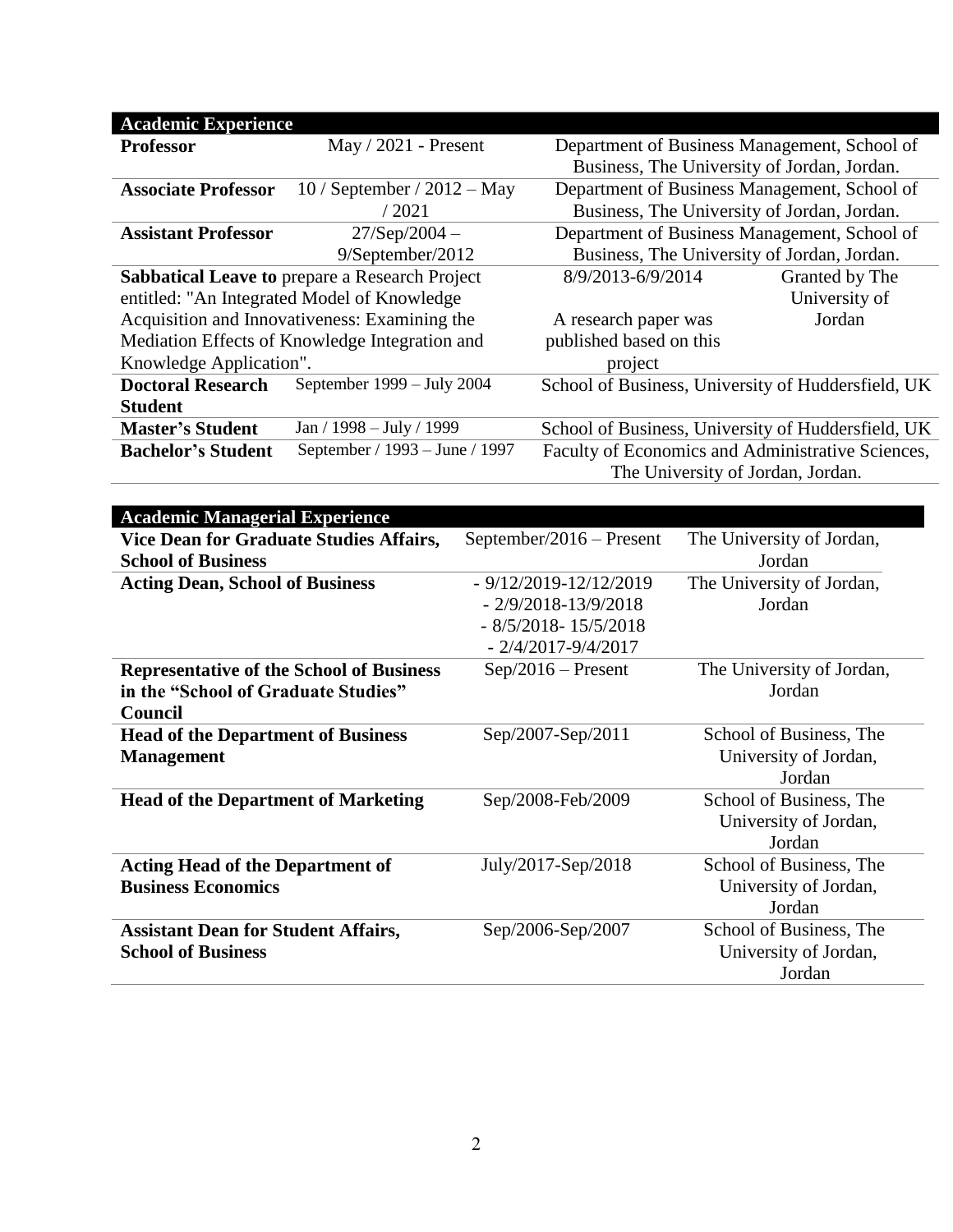| Academic Experience | | | |
|---|---|---|---|
| **Professor** | May / 2021 - Present | Department of Business Management, School of Business, The University of Jordan, Jordan. | |
| **Associate Professor** | 10 / September / 2012 – May / 2021 | Department of Business Management, School of Business, The University of Jordan, Jordan. | |
| **Assistant Professor** | 27/Sep/2004 – 9/September/2012 | Department of Business Management, School of Business, The University of Jordan, Jordan. | |
| **Sabbatical Leave to** prepare a Research Project entitled: "An Integrated Model of Knowledge Acquisition and Innovativeness: Examining the Mediation Effects of Knowledge Integration and Knowledge Application". | | 8/9/2013-6/9/2014<br><br>A research paper was published based on this project | Granted by The University of Jordan |
| **Doctoral Research Student** | September 1999 – July 2004 | School of Business, University of Huddersfield, UK | |
| **Master's Student** | Jan / 1998 – July / 1999 | School of Business, University of Huddersfield, UK | |
| **Bachelor's Student** | September / 1993 – June / 1997 | Faculty of Economics and Administrative Sciences, The University of Jordan, Jordan. | |

| Academic Managerial Experience | | |
|---|---|---|
| **Vice Dean for Graduate Studies Affairs, School of Business** | September/2016 – Present | The University of Jordan, Jordan |
| **Acting Dean, School of Business** | - 9/12/2019-12/12/2019<br>- 2/9/2018-13/9/2018<br>- 8/5/2018- 15/5/2018<br>- 2/4/2017-9/4/2017 | The University of Jordan, Jordan |
| **Representative of the School of Business in the "School of Graduate Studies" Council** | Sep/2016 – Present | The University of Jordan, Jordan |
| **Head of the Department of Business Management** | Sep/2007-Sep/2011 | School of Business, The University of Jordan, Jordan |
| **Head of the Department of Marketing** | Sep/2008-Feb/2009 | School of Business, The University of Jordan, Jordan |
| **Acting Head of the Department of Business Economics** | July/2017-Sep/2018 | School of Business, The University of Jordan, Jordan |
| **Assistant Dean for Student Affairs, School of Business** | Sep/2006-Sep/2007 | School of Business, The University of Jordan, Jordan |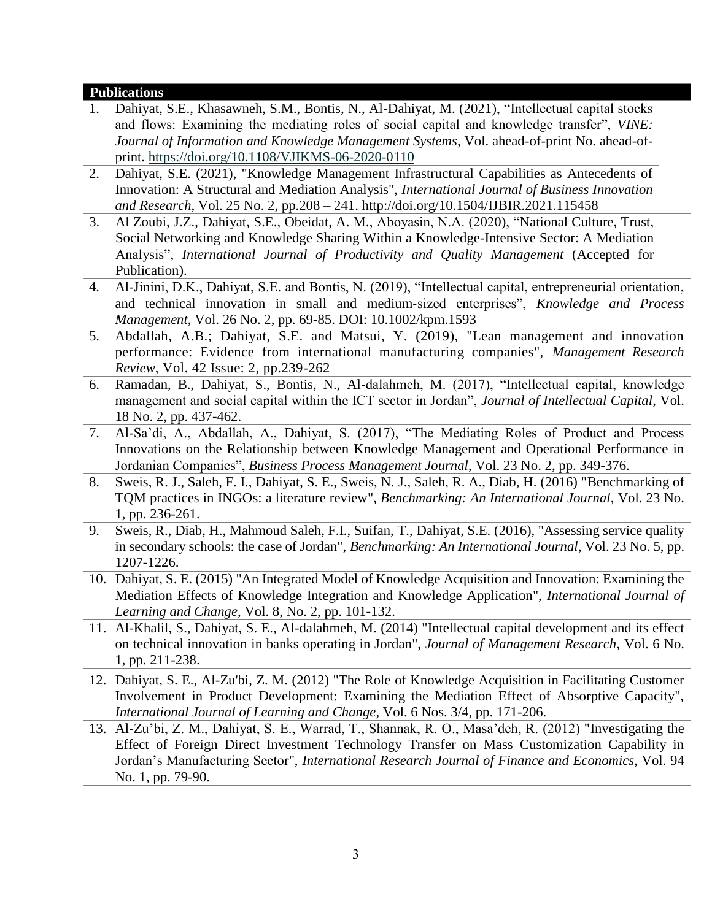## Publications

1. Dahiyat, S.E., Khasawneh, S.M., Bontis, N., Al-Dahiyat, M. (2021), "Intellectual capital stocks and flows: Examining the mediating roles of social capital and knowledge transfer", *VINE: Journal of Information and Knowledge Management Systems*, Vol. ahead-of-print No. ahead-of-print. https://doi.org/10.1108/VJIKMS-06-2020-0110
2. Dahiyat, S.E. (2021), "Knowledge Management Infrastructural Capabilities as Antecedents of Innovation: A Structural and Mediation Analysis", *International Journal of Business Innovation and Research*, Vol. 25 No. 2, pp.208 – 241. http://doi.org/10.1504/IJBIR.2021.115458
3. Al Zoubi, J.Z., Dahiyat, S.E., Obeidat, A. M., Aboyasin, N.A. (2020), "National Culture, Trust, Social Networking and Knowledge Sharing Within a Knowledge-Intensive Sector: A Mediation Analysis", *International Journal of Productivity and Quality Management* (Accepted for Publication).
4. Al-Jinini, D.K., Dahiyat, S.E. and Bontis, N. (2019), "Intellectual capital, entrepreneurial orientation, and technical innovation in small and medium-sized enterprises", *Knowledge and Process Management*, Vol. 26 No. 2, pp. 69-85. DOI: 10.1002/kpm.1593
5. Abdallah, A.B.; Dahiyat, S.E. and Matsui, Y. (2019), "Lean management and innovation performance: Evidence from international manufacturing companies", *Management Research Review*, Vol. 42 Issue: 2, pp.239-262
6. Ramadan, B., Dahiyat, S., Bontis, N., Al-dalahmeh, M. (2017), "Intellectual capital, knowledge management and social capital within the ICT sector in Jordan", *Journal of Intellectual Capital*, Vol. 18 No. 2, pp. 437-462.
7. Al-Sa'di, A., Abdallah, A., Dahiyat, S. (2017), "The Mediating Roles of Product and Process Innovations on the Relationship between Knowledge Management and Operational Performance in Jordanian Companies", *Business Process Management Journal*, Vol. 23 No. 2, pp. 349-376.
8. Sweis, R. J., Saleh, F. I., Dahiyat, S. E., Sweis, N. J., Saleh, R. A., Diab, H. (2016) "Benchmarking of TQM practices in INGOs: a literature review", *Benchmarking: An International Journal*, Vol. 23 No. 1, pp. 236-261.
9. Sweis, R., Diab, H., Mahmoud Saleh, F.I., Suifan, T., Dahiyat, S.E. (2016), "Assessing service quality in secondary schools: the case of Jordan", *Benchmarking: An International Journal*, Vol. 23 No. 5, pp. 1207-1226.
10. Dahiyat, S. E. (2015) "An Integrated Model of Knowledge Acquisition and Innovation: Examining the Mediation Effects of Knowledge Integration and Knowledge Application", *International Journal of Learning and Change*, Vol. 8, No. 2, pp. 101-132.
11. Al-Khalil, S., Dahiyat, S. E., Al-dalahmeh, M. (2014) "Intellectual capital development and its effect on technical innovation in banks operating in Jordan", *Journal of Management Research*, Vol. 6 No. 1, pp. 211-238.
12. Dahiyat, S. E., Al-Zu'bi, Z. M. (2012) "The Role of Knowledge Acquisition in Facilitating Customer Involvement in Product Development: Examining the Mediation Effect of Absorptive Capacity", *International Journal of Learning and Change*, Vol. 6 Nos. 3/4, pp. 171-206.
13. Al-Zu'bi, Z. M., Dahiyat, S. E., Warrad, T., Shannak, R. O., Masa'deh, R. (2012) "Investigating the Effect of Foreign Direct Investment Technology Transfer on Mass Customization Capability in Jordan's Manufacturing Sector", *International Research Journal of Finance and Economics*, Vol. 94 No. 1, pp. 79-90.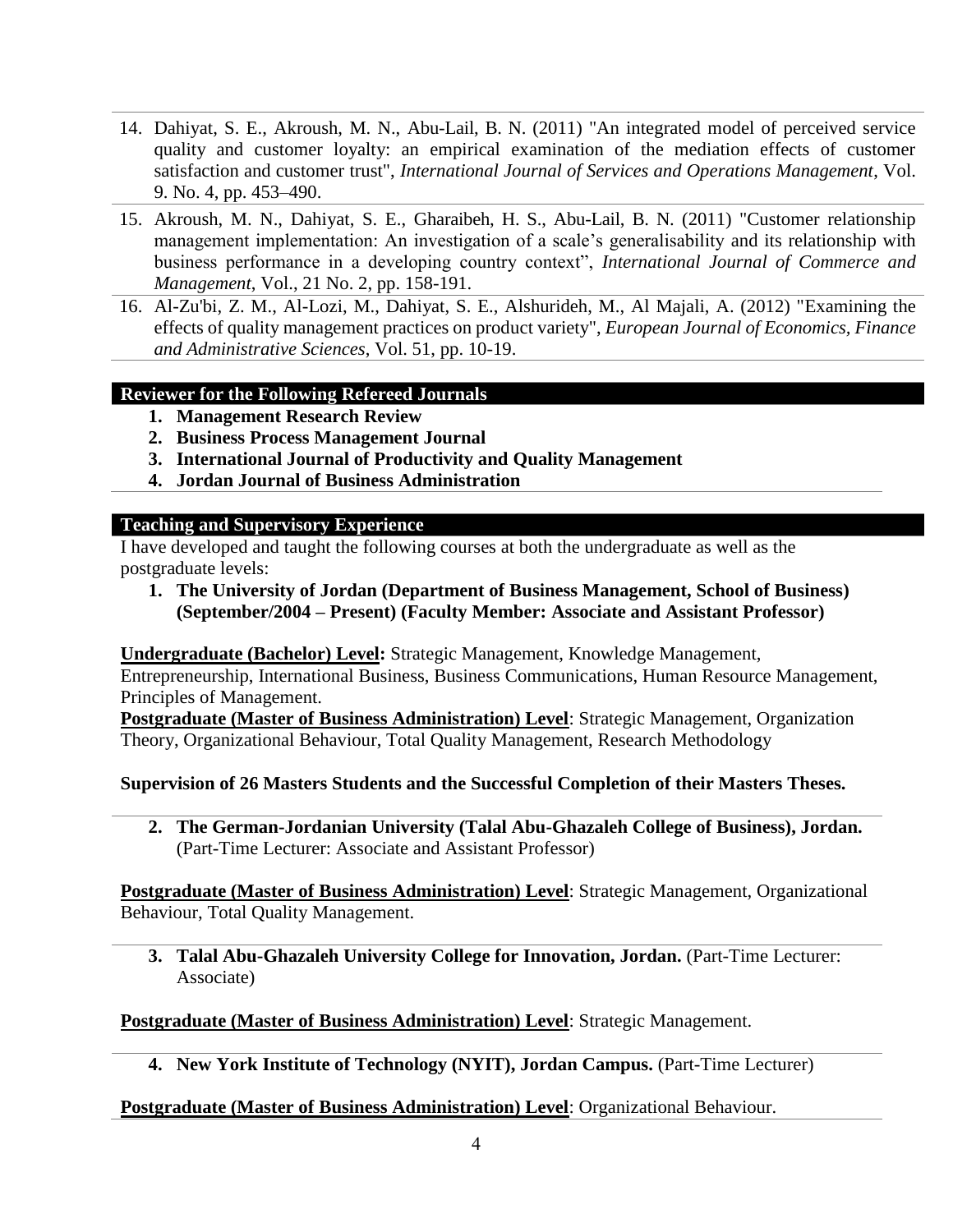14. Dahiyat, S. E., Akroush, M. N., Abu-Lail, B. N. (2011) "An integrated model of perceived service quality and customer loyalty: an empirical examination of the mediation effects of customer satisfaction and customer trust", *International Journal of Services and Operations Management*, Vol. 9. No. 4, pp. 453–490.
15. Akroush, M. N., Dahiyat, S. E., Gharaibeh, H. S., Abu-Lail, B. N. (2011) "Customer relationship management implementation: An investigation of a scale's generalisability and its relationship with business performance in a developing country context", *International Journal of Commerce and Management*, Vol., 21 No. 2, pp. 158-191.
16. Al-Zu'bi, Z. M., Al-Lozi, M., Dahiyat, S. E., Alshurideh, M., Al Majali, A. (2012) "Examining the effects of quality management practices on product variety", *European Journal of Economics, Finance and Administrative Sciences*, Vol. 51, pp. 10-19.

## Reviewer for the Following Refereed Journals

1. **Management Research Review**
2. **Business Process Management Journal**
3. **International Journal of Productivity and Quality Management**
4. **Jordan Journal of Business Administration**

## Teaching and Supervisory Experience

I have developed and taught the following courses at both the undergraduate as well as the postgraduate levels:

1. **The University of Jordan (Department of Business Management, School of Business) (September/2004 – Present) (Faculty Member: Associate and Assistant Professor)**

**Undergraduate (Bachelor) Level:** Strategic Management, Knowledge Management, Entrepreneurship, International Business, Business Communications, Human Resource Management, Principles of Management.
**Postgraduate (Master of Business Administration) Level**: Strategic Management, Organization Theory, Organizational Behaviour, Total Quality Management, Research Methodology

**Supervision of 26 Masters Students and the Successful Completion of their Masters Theses.**

2. **The German-Jordanian University (Talal Abu-Ghazaleh College of Business), Jordan.** (Part-Time Lecturer: Associate and Assistant Professor)

**Postgraduate (Master of Business Administration) Level**: Strategic Management, Organizational Behaviour, Total Quality Management.

3. **Talal Abu-Ghazaleh University College for Innovation, Jordan.** (Part-Time Lecturer: Associate)

**Postgraduate (Master of Business Administration) Level**: Strategic Management.

4. **New York Institute of Technology (NYIT), Jordan Campus.** (Part-Time Lecturer)

**Postgraduate (Master of Business Administration) Level**: Organizational Behaviour.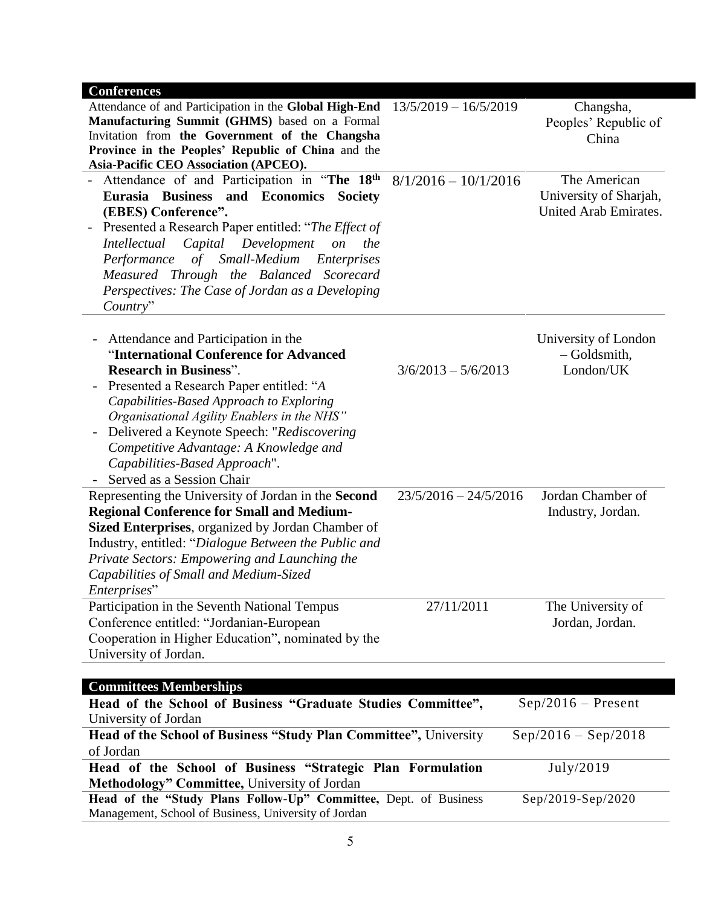## Conferences

| Description | Date | Location |
|---|---|---|
| Attendance of and Participation in the **Global High-End Manufacturing Summit (GHMS)** based on a Formal Invitation from **the Government of the Changsha Province in the Peoples' Republic of China** and the **Asia-Pacific CEO Association (APCEO).** | 13/5/2019 – 16/5/2019 | Changsha, Peoples' Republic of China |
| - Attendance of and Participation in "**The 18th Eurasia Business and Economics Society (EBES) Conference".** <br> - Presented a Research Paper entitled: "*The Effect of Intellectual Capital Development on the Performance of Small-Medium Enterprises Measured Through the Balanced Scorecard Perspectives: The Case of Jordan as a Developing Country*" | 8/1/2016 – 10/1/2016 | The American University of Sharjah, United Arab Emirates. |
| - Attendance and Participation in the "**International Conference for Advanced Research in Business**". <br> - Presented a Research Paper entitled: "*A Capabilities-Based Approach to Exploring Organisational Agility Enablers in the NHS"* <br> - Delivered a Keynote Speech: "*Rediscovering Competitive Advantage: A Knowledge and Capabilities-Based Approach*". <br> - Served as a Session Chair | 3/6/2013 – 5/6/2013 | University of London – Goldsmith, London/UK |
| Representing the University of Jordan in the **Second Regional Conference for Small and Medium-Sized Enterprises**, organized by Jordan Chamber of Industry, entitled: "*Dialogue Between the Public and Private Sectors: Empowering and Launching the Capabilities of Small and Medium-Sized Enterprises*" | 23/5/2016 – 24/5/2016 | Jordan Chamber of Industry, Jordan. |
| Participation in the Seventh National Tempus Conference entitled: "Jordanian-European Cooperation in Higher Education", nominated by the University of Jordan. | 27/11/2011 | The University of Jordan, Jordan. |

## Committees Memberships

| Committee | Period |
|---|---|
| **Head of the School of Business "Graduate Studies Committee",** University of Jordan | Sep/2016 – Present |
| **Head of the School of Business "Study Plan Committee",** University of Jordan | Sep/2016 – Sep/2018 |
| **Head of the School of Business "Strategic Plan Formulation Methodology" Committee,** University of Jordan | July/2019 |
| **Head of the "Study Plans Follow-Up" Committee,** Dept. of Business Management, School of Business, University of Jordan | Sep/2019-Sep/2020 |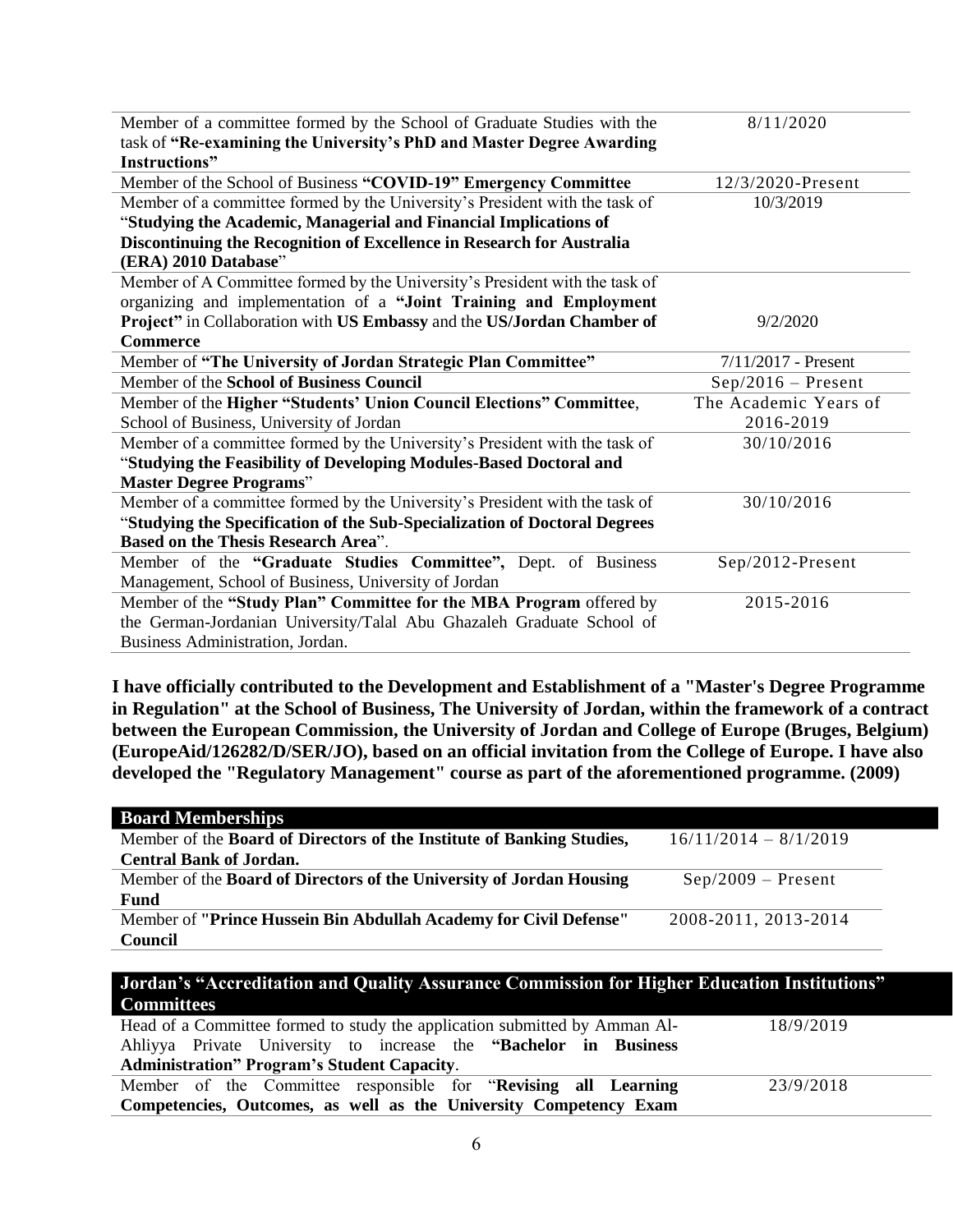| | |
|---|---|
| Member of a committee formed by the School of Graduate Studies with the task of **"Re-examining the University's PhD and Master Degree Awarding Instructions"** | 8/11/2020 |
| Member of the School of Business **"COVID-19" Emergency Committee** | 12/3/2020-Present |
| Member of a committee formed by the University's President with the task of "**Studying the Academic, Managerial and Financial Implications of Discontinuing the Recognition of Excellence in Research for Australia (ERA) 2010 Database**" | 10/3/2019 |
| Member of A Committee formed by the University's President with the task of organizing and implementation of a **"Joint Training and Employment Project"** in Collaboration with **US Embassy** and the **US/Jordan Chamber of Commerce** | 9/2/2020 |
| Member of **"The University of Jordan Strategic Plan Committee"** | 7/11/2017 - Present |
| Member of the **School of Business Council** | Sep/2016 – Present |
| Member of the **Higher "Students' Union Council Elections" Committee**, School of Business, University of Jordan | The Academic Years of 2016-2019 |
| Member of a committee formed by the University's President with the task of "**Studying the Feasibility of Developing Modules-Based Doctoral and Master Degree Programs**" | 30/10/2016 |
| Member of a committee formed by the University's President with the task of "**Studying the Specification of the Sub-Specialization of Doctoral Degrees Based on the Thesis Research Area**". | 30/10/2016 |
| Member of the **"Graduate Studies Committee",** Dept. of Business Management, School of Business, University of Jordan | Sep/2012-Present |
| Member of the **"Study Plan" Committee for the MBA Program** offered by the German-Jordanian University/Talal Abu Ghazaleh Graduate School of Business Administration, Jordan. | 2015-2016 |

**I have officially contributed to the Development and Establishment of a "Master's Degree Programme in Regulation" at the School of Business, The University of Jordan, within the framework of a contract between the European Commission, the University of Jordan and College of Europe (Bruges, Belgium) (EuropeAid/126282/D/SER/JO), based on an official invitation from the College of Europe. I have also developed the "Regulatory Management" course as part of the aforementioned programme. (2009)**

## Board Memberships

| | |
|---|---|
| Member of the **Board of Directors of the Institute of Banking Studies, Central Bank of Jordan.** | 16/11/2014 – 8/1/2019 |
| Member of the **Board of Directors of the University of Jordan Housing Fund** | Sep/2009 – Present |
| Member of **"Prince Hussein Bin Abdullah Academy for Civil Defense" Council** | 2008-2011, 2013-2014 |

## Jordan's "Accreditation and Quality Assurance Commission for Higher Education Institutions" Committees

| | |
|---|---|
| Head of a Committee formed to study the application submitted by Amman Al-Ahliyya Private University to increase the **"Bachelor in Business Administration" Program's Student Capacity**. | 18/9/2019 |
| Member of the Committee responsible for "**Revising all Learning Competencies, Outcomes, as well as the University Competency Exam** | 23/9/2018 |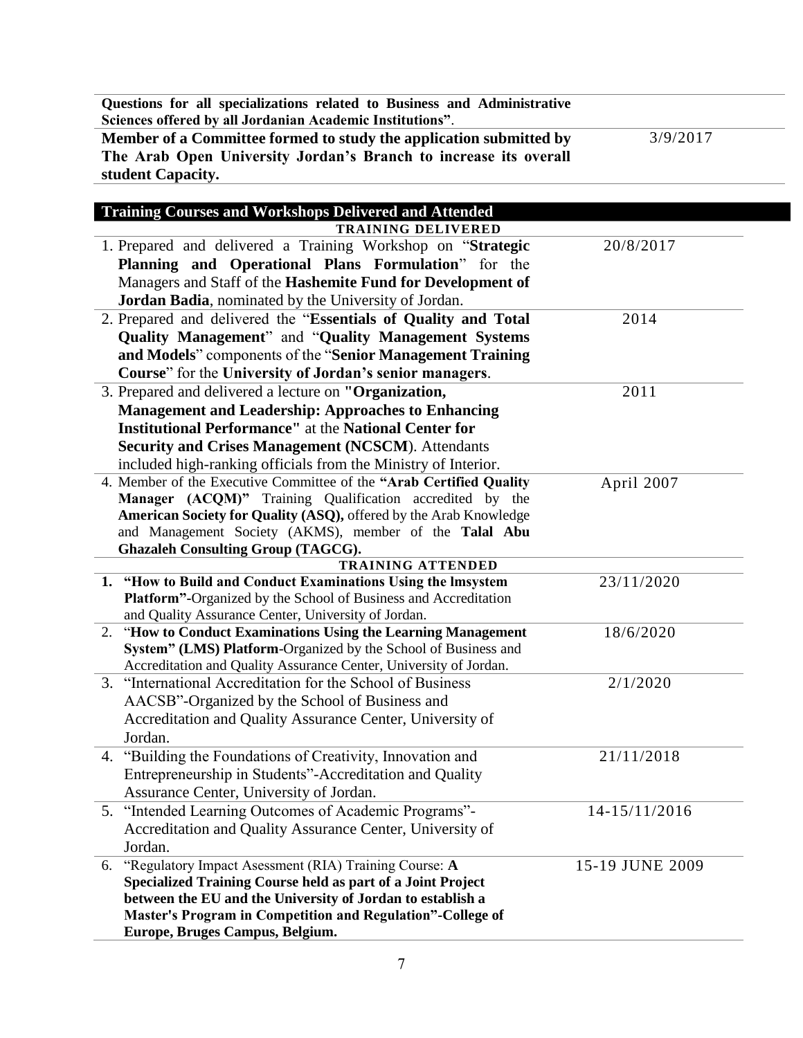| | |
|---|---|
| **Questions for all specializations related to Business and Administrative Sciences offered by all Jordanian Academic Institutions"**. | |
| **Member of a Committee formed to study the application submitted by The Arab Open University Jordan's Branch to increase its overall student Capacity.** | 3/9/2017 |

## Training Courses and Workshops Delivered and Attended

| **TRAINING DELIVERED** | |
|---|---|
| 1. Prepared and delivered a Training Workshop on "**Strategic Planning and Operational Plans Formulation**" for the Managers and Staff of the **Hashemite Fund for Development of Jordan Badia**, nominated by the University of Jordan. | 20/8/2017 |
| 2. Prepared and delivered the "**Essentials of Quality and Total Quality Management**" and "**Quality Management Systems and Models**" components of the "**Senior Management Training Course**" for the **University of Jordan's senior managers**. | 2014 |
| 3. Prepared and delivered a lecture on **"Organization, Management and Leadership: Approaches to Enhancing Institutional Performance"** at the **National Center for Security and Crises Management (NCSCM**). Attendants included high-ranking officials from the Ministry of Interior. | 2011 |
| 4. Member of the Executive Committee of the **"Arab Certified Quality Manager (ACQM)"** Training Qualification accredited by the **American Society for Quality (ASQ),** offered by the Arab Knowledge and Management Society (AKMS), member of the **Talal Abu Ghazaleh Consulting Group (TAGCG).** | April 2007 |
| **TRAINING ATTENDED** | |
| 1. **"How to Build and Conduct Examinations Using the lmsystem Platform"**-Organized by the School of Business and Accreditation and Quality Assurance Center, University of Jordan. | 23/11/2020 |
| 2. "**How to Conduct Examinations Using the Learning Management System" (LMS) Platform**-Organized by the School of Business and Accreditation and Quality Assurance Center, University of Jordan. | 18/6/2020 |
| 3. "International Accreditation for the School of Business AACSB"-Organized by the School of Business and Accreditation and Quality Assurance Center, University of Jordan. | 2/1/2020 |
| 4. "Building the Foundations of Creativity, Innovation and Entrepreneurship in Students"-Accreditation and Quality Assurance Center, University of Jordan. | 21/11/2018 |
| 5. "Intended Learning Outcomes of Academic Programs"-Accreditation and Quality Assurance Center, University of Jordan. | 14-15/11/2016 |
| 6. "Regulatory Impact Asessment (RIA) Training Course: **A Specialized Training Course held as part of a Joint Project between the EU and the University of Jordan to establish a Master's Program in Competition and Regulation"-College of Europe, Bruges Campus, Belgium.** | 15-19 JUNE 2009 |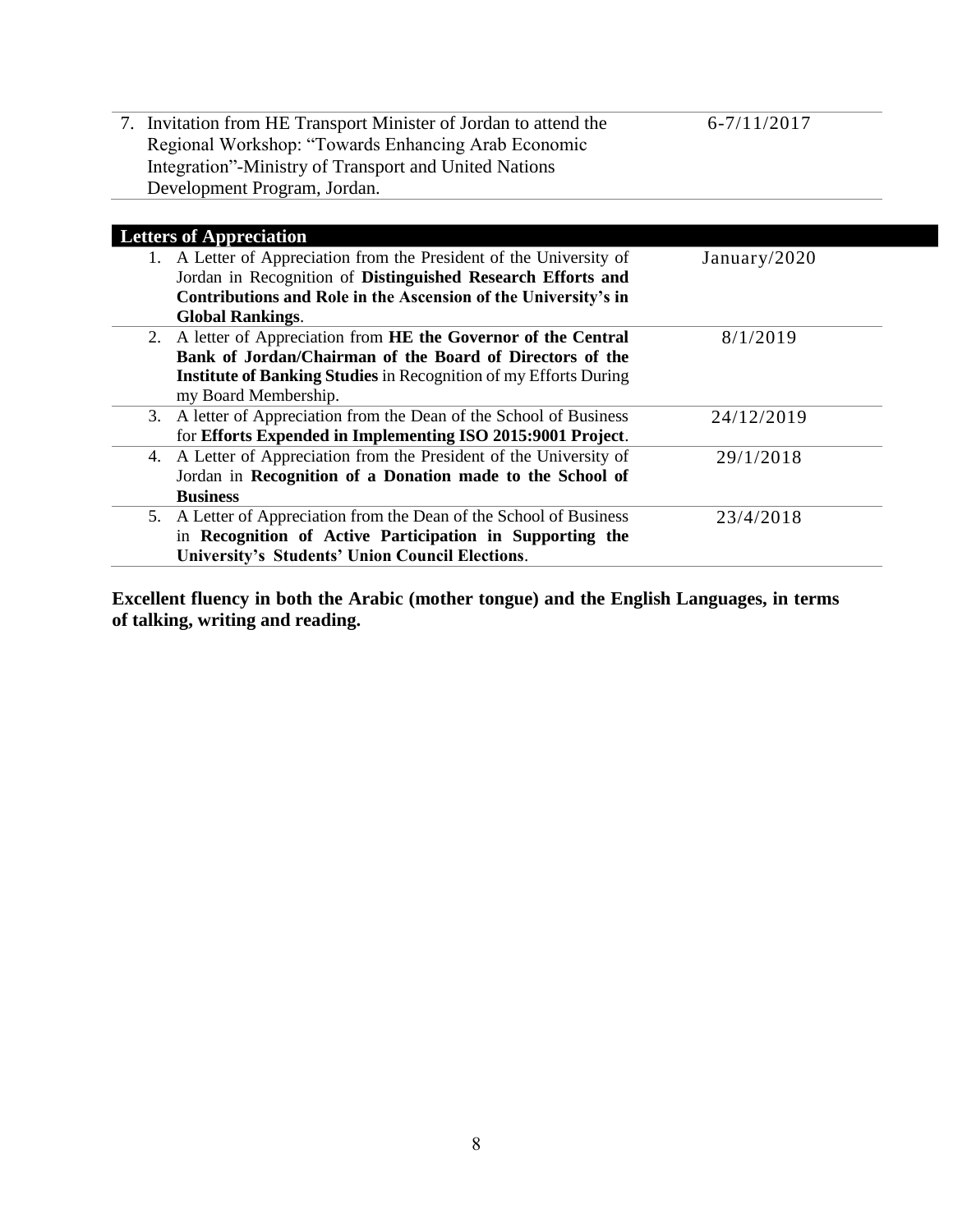| | |
|---|---|
| 7. Invitation from HE Transport Minister of Jordan to attend the Regional Workshop: "Towards Enhancing Arab Economic Integration"-Ministry of Transport and United Nations Development Program, Jordan. | 6-7/11/2017 |

## Letters of Appreciation

| | |
|---|---|
| 1. A Letter of Appreciation from the President of the University of Jordan in Recognition of **Distinguished Research Efforts and Contributions and Role in the Ascension of the University's in Global Rankings**. | January/2020 |
| 2. A letter of Appreciation from **HE the Governor of the Central Bank of Jordan/Chairman of the Board of Directors of the Institute of Banking Studies** in Recognition of my Efforts During my Board Membership. | 8/1/2019 |
| 3. A letter of Appreciation from the Dean of the School of Business for **Efforts Expended in Implementing ISO 2015:9001 Project**. | 24/12/2019 |
| 4. A Letter of Appreciation from the President of the University of Jordan in **Recognition of a Donation made to the School of Business** | 29/1/2018 |
| 5. A Letter of Appreciation from the Dean of the School of Business in **Recognition of Active Participation in Supporting the University's Students' Union Council Elections**. | 23/4/2018 |

**Excellent fluency in both the Arabic (mother tongue) and the English Languages, in terms of talking, writing and reading.**